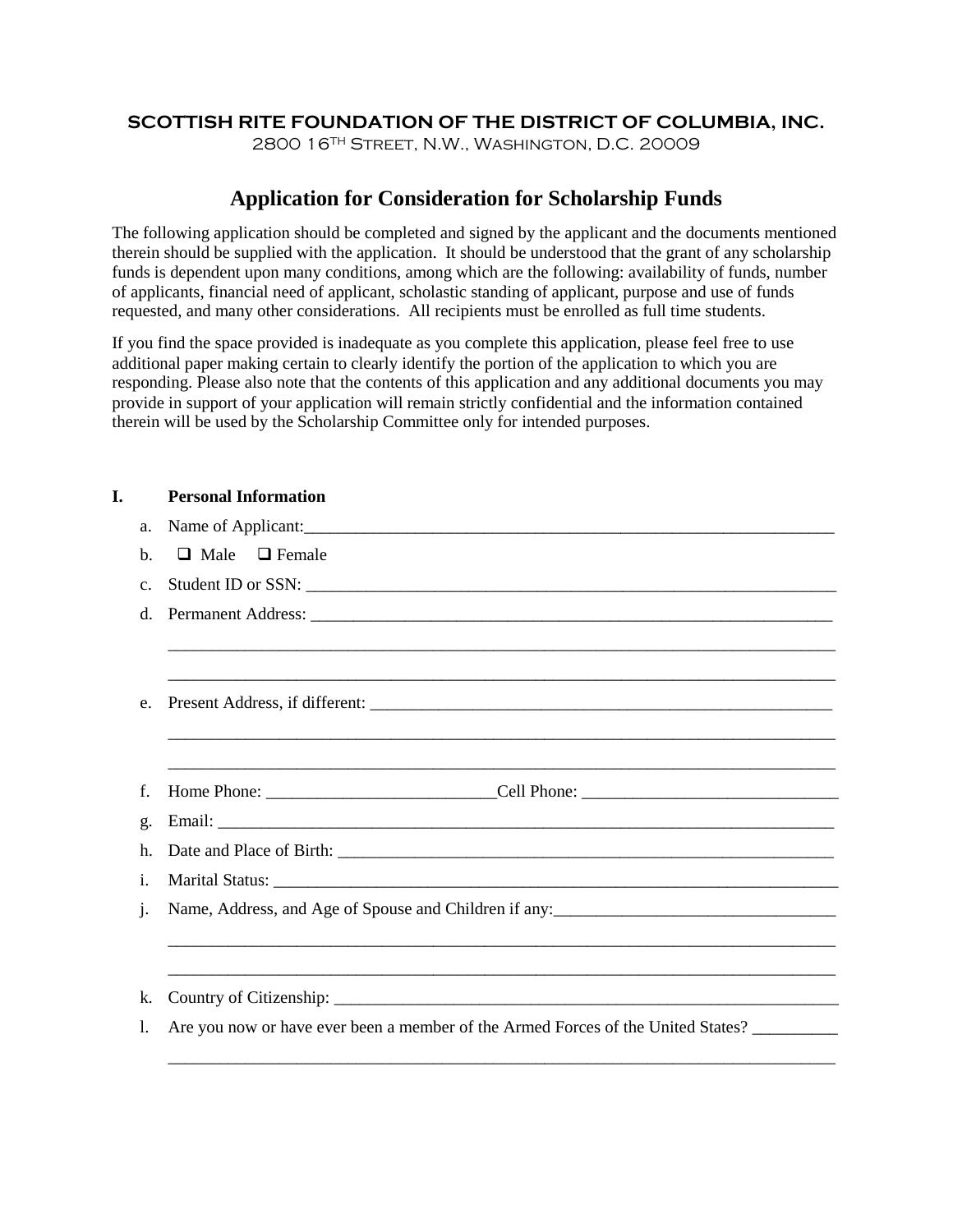**SCOTTISH RITE FOUNDATION OF THE DISTRICT OF COLUMBIA, INC.**

2800 16TH Street, N.W., Washington, D.C. 20009

# Application for Consideration for Scholarship Funds

The following application should be completed and signed by the applicant and the documents mentioned therein should be supplied with the application. It should be understood that the grant of any scholarship funds is dependent upon many conditions, among which are the following: availability of funds, number of applicants, financial need of applicant, scholastic standing of applicant, purpose and use of funds requested, and many other considerations. All recipients must be enrolled as full time students.

If you find the space provided is inadequate as you complete this application, please feel free to use additional paper making certain to clearly identify the portion of the application to which you are responding. Please also note that the contents of this application and any additional documents you may provide in support of your application will remain strictly confidential and the information contained therein will be used by the Scholarship Committee only for intended purposes.

## I. Personal Information

a. Name of Applicant:_______________________________________________________________

b. ☐ Male ☐ Female

c. Student ID or SSN: _______________________________________________________________

d. Permanent Address: ______________________________________________________________

_________________________________________________________________________________

_________________________________________________________________________________

e. Present Address, if different: _______________________________________________________

_________________________________________________________________________________

_________________________________________________________________________________

f. Home Phone: ___________________________Cell Phone: ______________________________

g. Email: _________________________________________________________________________

h. Date and Place of Birth: ___________________________________________________________

i. Marital Status: ___________________________________________________________________

j. Name, Address, and Age of Spouse and Children if any:_________________________________

_________________________________________________________________________________

_________________________________________________________________________________

k. Country of Citizenship: ____________________________________________________________

l. Are you now or have ever been a member of the Armed Forces of the United States? __________

_________________________________________________________________________________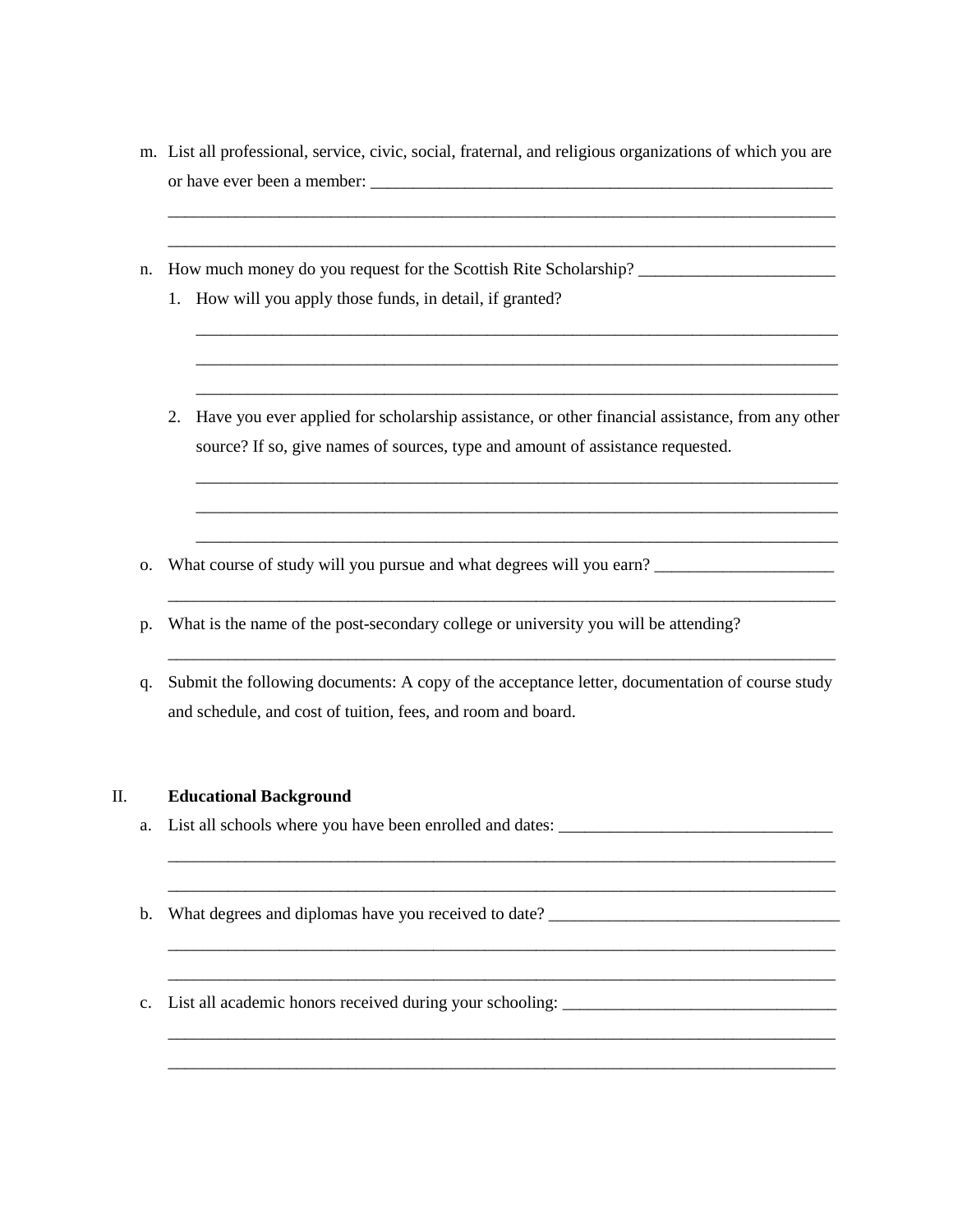m. List all professional, service, civic, social, fraternal, and religious organizations of which you are or have ever been a member: ________________________________________________________

_________________________________________________________________________________

_________________________________________________________________________________

n. How much money do you request for the Scottish Rite Scholarship? _______________________

1. How will you apply those funds, in detail, if granted?

   _____________________________________________________________________________

   _____________________________________________________________________________

   _____________________________________________________________________________

2. Have you ever applied for scholarship assistance, or other financial assistance, from any other source? If so, give names of sources, type and amount of assistance requested.

   _____________________________________________________________________________

   _____________________________________________________________________________

   _____________________________________________________________________________

o. What course of study will you pursue and what degrees will you earn? _____________________

_________________________________________________________________________________

p. What is the name of the post-secondary college or university you will be attending?

_________________________________________________________________________________

q. Submit the following documents: A copy of the acceptance letter, documentation of course study and schedule, and cost of tuition, fees, and room and board.

## II. Educational Background

a. List all schools where you have been enrolled and dates: ________________________________

_________________________________________________________________________________

_________________________________________________________________________________

b. What degrees and diplomas have you received to date? __________________________________

_________________________________________________________________________________

_________________________________________________________________________________

c. List all academic honors received during your schooling: ________________________________

_________________________________________________________________________________

_________________________________________________________________________________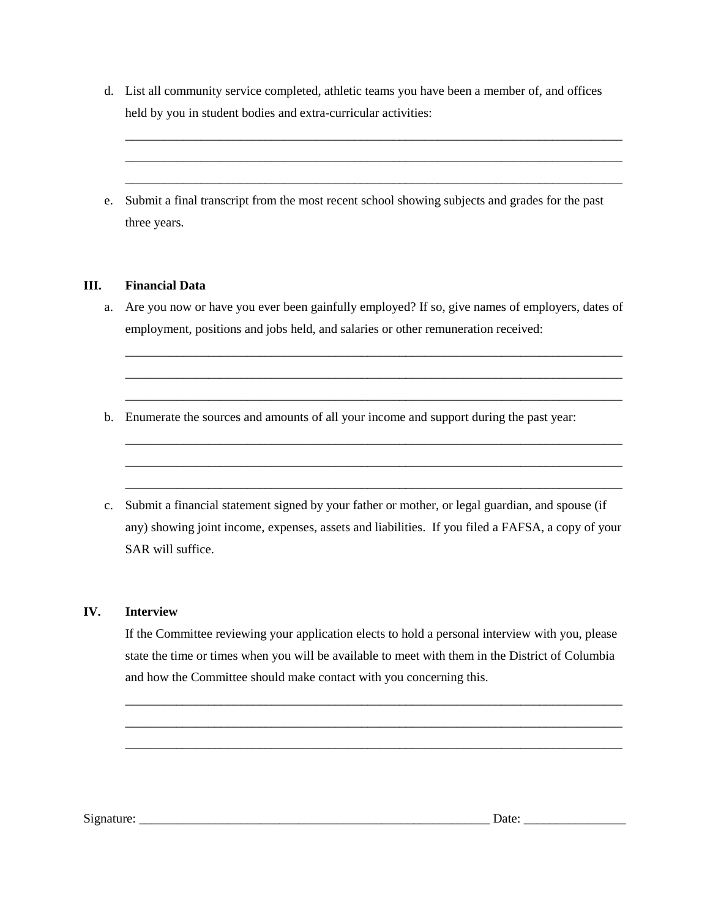d. List all community service completed, athletic teams you have been a member of, and offices held by you in student bodies and extra-curricular activities:

_______________________________________________________________________________

_______________________________________________________________________________

_______________________________________________________________________________

e. Submit a final transcript from the most recent school showing subjects and grades for the past three years.

## III. Financial Data

a. Are you now or have you ever been gainfully employed? If so, give names of employers, dates of employment, positions and jobs held, and salaries or other remuneration received:

_______________________________________________________________________________

_______________________________________________________________________________

_______________________________________________________________________________

b. Enumerate the sources and amounts of all your income and support during the past year:

_______________________________________________________________________________

_______________________________________________________________________________

_______________________________________________________________________________

c. Submit a financial statement signed by your father or mother, or legal guardian, and spouse (if any) showing joint income, expenses, assets and liabilities. If you filed a FAFSA, a copy of your SAR will suffice.

## IV. Interview

If the Committee reviewing your application elects to hold a personal interview with you, please state the time or times when you will be available to meet with them in the District of Columbia and how the Committee should make contact with you concerning this.

_______________________________________________________________________________

_______________________________________________________________________________

_______________________________________________________________________________

Signature: _________________________________________________________ Date: ________________